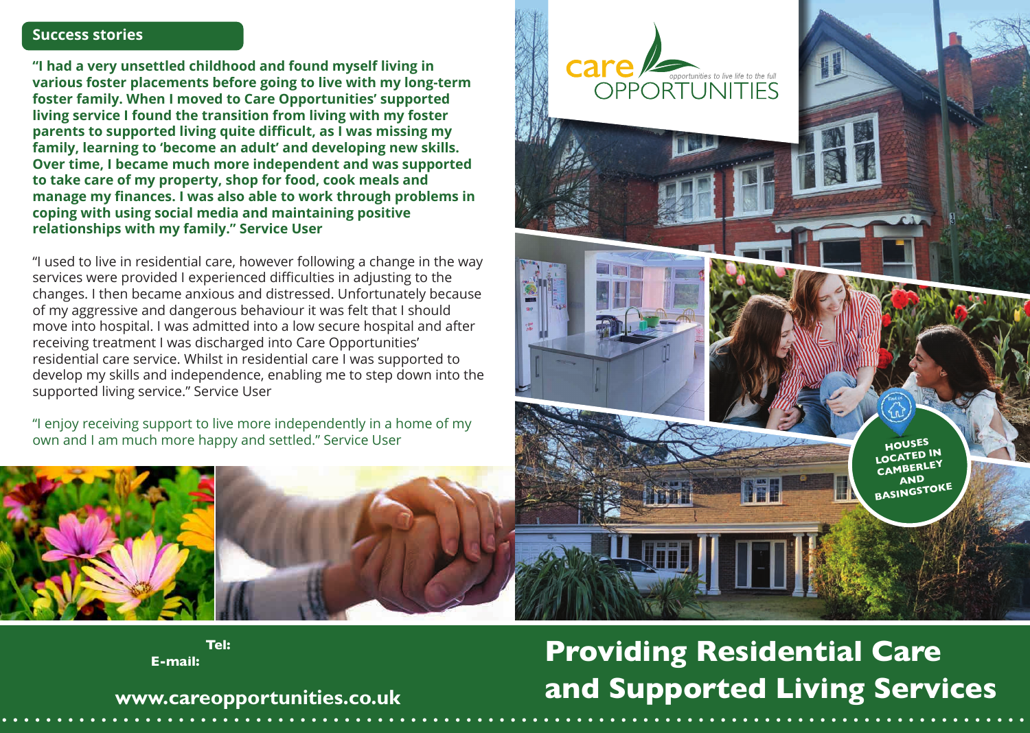## Success stories

**"I had a very unsettled childhood and found myself living in various foster placements before going to live with my long-term foster family. When I moved to Care Opportunities' supported living service I found the transition from living with my foster parents to supported living quite difficult, as I was missing my family, learning to 'become an adult' and developing new skills. Over time, I became much more independent and was supported to take care of my property, shop for food, cook meals and manage my finances. I was also able to work through problems in coping with using social media and maintaining positive relationships with my family." Service User**

"I used to live in residential care, however following a change in the way services were provided I experienced difficulties in adjusting to the changes. I then became anxious and distressed. Unfortunately because of my aggressive and dangerous behaviour it was felt that I should move into hospital. I was admitted into a low secure hospital and after receiving treatment I was discharged into Care Opportunities' residential care service. Whilst in residential care I was supported to develop my skills and independence, enabling me to step down into the supported living service." Service User

"I enjoy receiving support to live more independently in a home of my own and I am much more happy and settled." Service User

care OPPORTUNITIES

opportunities to live life to the full

HOUSES LOCATED IN CAMBERLEY AND BASINGSTOKE

**Tel:**

**E-mail:**

**www.careopportunities.co.uk**

# Providing Residential Care and Supported Living Services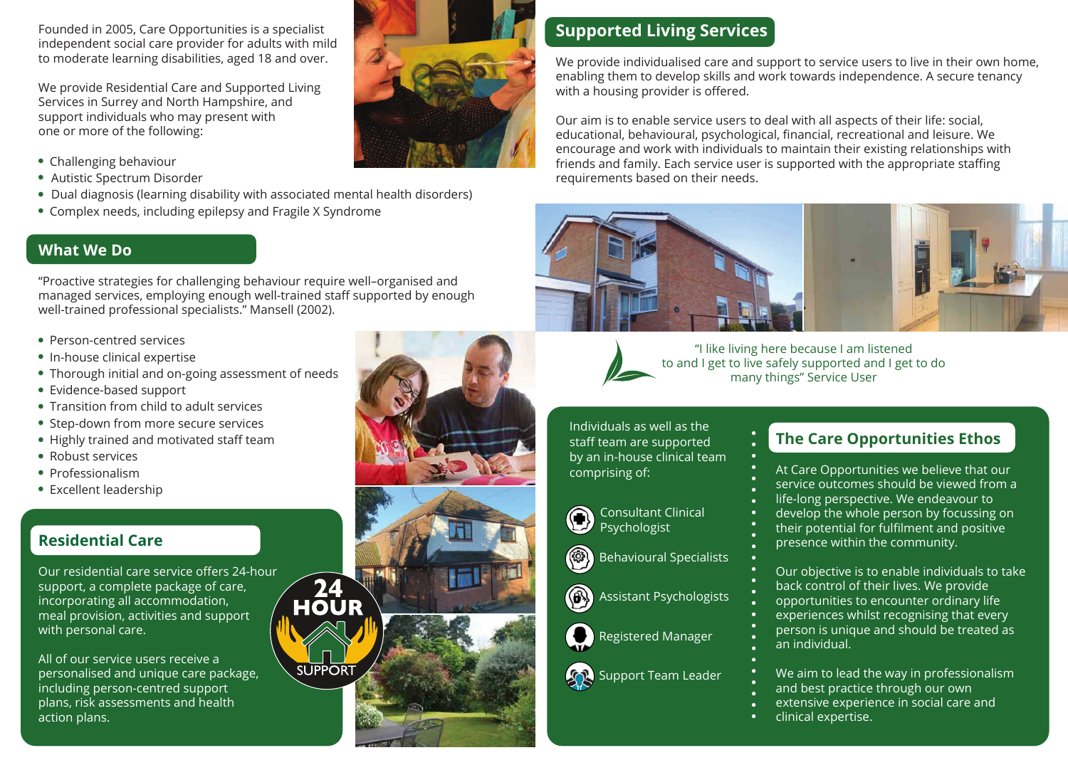Founded in 2005, Care Opportunities is a specialist independent social care provider for adults with mild to moderate learning disabilities, aged 18 and over.

We provide Residential Care and Supported Living Services in Surrey and North Hampshire, and support individuals who may present with one or more of the following:

- Challenging behaviour
- Autistic Spectrum Disorder
- Dual diagnosis (learning disability with associated mental health disorders)
- Complex needs, including epilepsy and Fragile X Syndrome

## What We Do

"Proactive strategies for challenging behaviour require well–organised and managed services, employing enough well-trained staff supported by enough well-trained professional specialists." Mansell (2002).

- Person-centred services
- In-house clinical expertise
- Thorough initial and on-going assessment of needs
- Evidence-based support
- Transition from child to adult services
- Step-down from more secure services
- Highly trained and motivated staff team
- Robust services
- Professionalism
- Excellent leadership

## Residential Care

Our residential care service offers 24-hour support, a complete package of care, incorporating all accommodation, meal provision, activities and support with personal care.

All of our service users receive a personalised and unique care package, including person-centred support plans, risk assessments and health action plans.

24 HOUR SUPPORT

## Supported Living Services

We provide individualised care and support to service users to live in their own home, enabling them to develop skills and work towards independence. A secure tenancy with a housing provider is offered.

Our aim is to enable service users to deal with all aspects of their life: social, educational, behavioural, psychological, financial, recreational and leisure. We encourage and work with individuals to maintain their existing relationships with friends and family. Each service user is supported with the appropriate staffing requirements based on their needs.

"I like living here because I am listened to and I get to live safely supported and I get to do many things" Service User

Individuals as well as the staff team are supported by an in-house clinical team comprising of:

- Consultant Clinical Psychologist
- Behavioural Specialists
- Assistant Psychologists
- Registered Manager
- Support Team Leader

## The Care Opportunities Ethos

At Care Opportunities we believe that our service outcomes should be viewed from a life-long perspective. We endeavour to develop the whole person by focussing on their potential for fulfilment and positive presence within the community.

Our objective is to enable individuals to take back control of their lives. We provide opportunities to encounter ordinary life experiences whilst recognising that every person is unique and should be treated as an individual.

We aim to lead the way in professionalism and best practice through our own extensive experience in social care and clinical expertise.